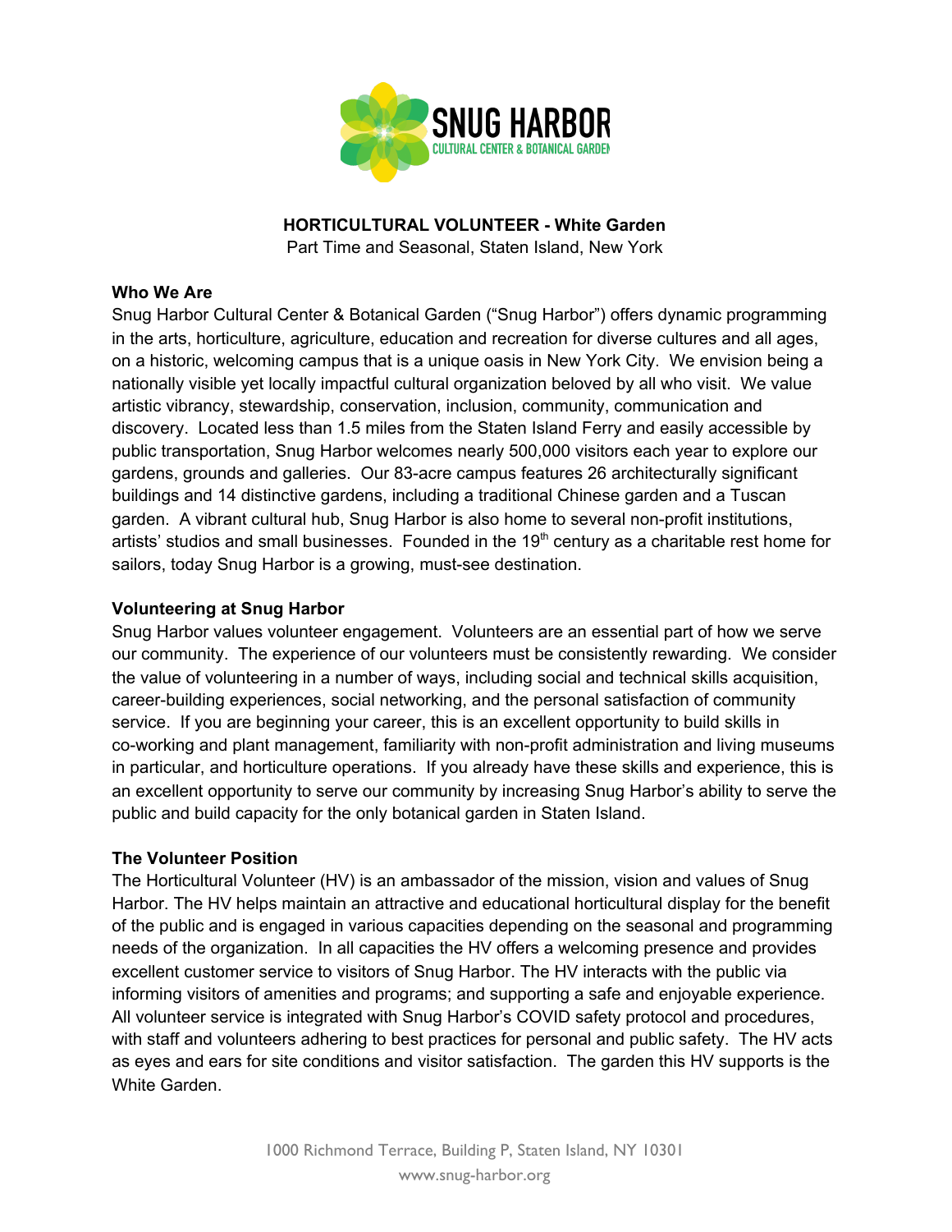SNUG HARBOR
CULTURAL CENTER & BOTANICAL GARDEN

**HORTICULTURAL VOLUNTEER - White Garden**

Part Time and Seasonal, Staten Island, New York

## Who We Are

Snug Harbor Cultural Center & Botanical Garden ("Snug Harbor") offers dynamic programming in the arts, horticulture, agriculture, education and recreation for diverse cultures and all ages, on a historic, welcoming campus that is a unique oasis in New York City. We envision being a nationally visible yet locally impactful cultural organization beloved by all who visit. We value artistic vibrancy, stewardship, conservation, inclusion, community, communication and discovery. Located less than 1.5 miles from the Staten Island Ferry and easily accessible by public transportation, Snug Harbor welcomes nearly 500,000 visitors each year to explore our gardens, grounds and galleries. Our 83-acre campus features 26 architecturally significant buildings and 14 distinctive gardens, including a traditional Chinese garden and a Tuscan garden. A vibrant cultural hub, Snug Harbor is also home to several non-profit institutions, artists' studios and small businesses. Founded in the 19th century as a charitable rest home for sailors, today Snug Harbor is a growing, must-see destination.

## Volunteering at Snug Harbor

Snug Harbor values volunteer engagement. Volunteers are an essential part of how we serve our community. The experience of our volunteers must be consistently rewarding. We consider the value of volunteering in a number of ways, including social and technical skills acquisition, career-building experiences, social networking, and the personal satisfaction of community service. If you are beginning your career, this is an excellent opportunity to build skills in co-working and plant management, familiarity with non-profit administration and living museums in particular, and horticulture operations. If you already have these skills and experience, this is an excellent opportunity to serve our community by increasing Snug Harbor's ability to serve the public and build capacity for the only botanical garden in Staten Island.

## The Volunteer Position

The Horticultural Volunteer (HV) is an ambassador of the mission, vision and values of Snug Harbor. The HV helps maintain an attractive and educational horticultural display for the benefit of the public and is engaged in various capacities depending on the seasonal and programming needs of the organization. In all capacities the HV offers a welcoming presence and provides excellent customer service to visitors of Snug Harbor. The HV interacts with the public via informing visitors of amenities and programs; and supporting a safe and enjoyable experience. All volunteer service is integrated with Snug Harbor's COVID safety protocol and procedures, with staff and volunteers adhering to best practices for personal and public safety. The HV acts as eyes and ears for site conditions and visitor satisfaction. The garden this HV supports is the White Garden.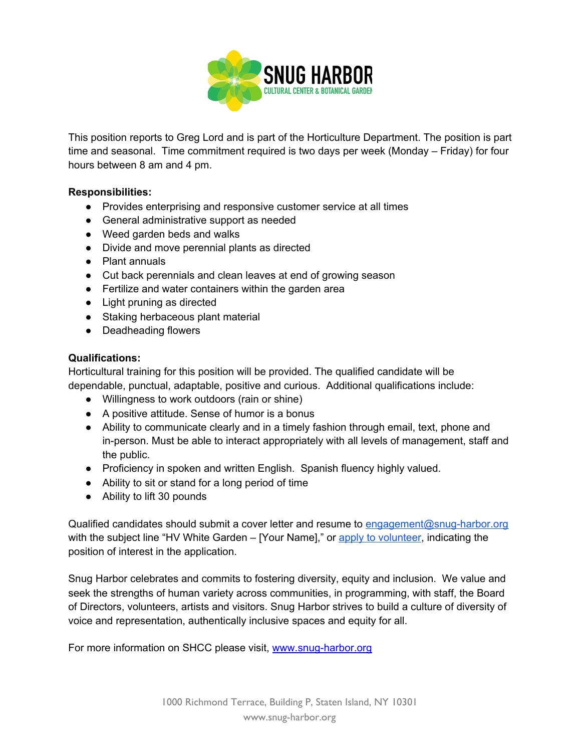This position reports to Greg Lord and is part of the Horticulture Department. The position is part time and seasonal. Time commitment required is two days per week (Monday – Friday) for four hours between 8 am and 4 pm.

**Responsibilities:**

- Provides enterprising and responsive customer service at all times
- General administrative support as needed
- Weed garden beds and walks
- Divide and move perennial plants as directed
- Plant annuals
- Cut back perennials and clean leaves at end of growing season
- Fertilize and water containers within the garden area
- Light pruning as directed
- Staking herbaceous plant material
- Deadheading flowers

**Qualifications:**

Horticultural training for this position will be provided. The qualified candidate will be dependable, punctual, adaptable, positive and curious. Additional qualifications include:

- Willingness to work outdoors (rain or shine)
- A positive attitude. Sense of humor is a bonus
- Ability to communicate clearly and in a timely fashion through email, text, phone and in-person. Must be able to interact appropriately with all levels of management, staff and the public.
- Proficiency in spoken and written English. Spanish fluency highly valued.
- Ability to sit or stand for a long period of time
- Ability to lift 30 pounds

Qualified candidates should submit a cover letter and resume to engagement@snug-harbor.org with the subject line "HV White Garden – [Your Name]," or apply to volunteer, indicating the position of interest in the application.

Snug Harbor celebrates and commits to fostering diversity, equity and inclusion. We value and seek the strengths of human variety across communities, in programming, with staff, the Board of Directors, volunteers, artists and visitors. Snug Harbor strives to build a culture of diversity of voice and representation, authentically inclusive spaces and equity for all.

For more information on SHCC please visit, www.snug-harbor.org